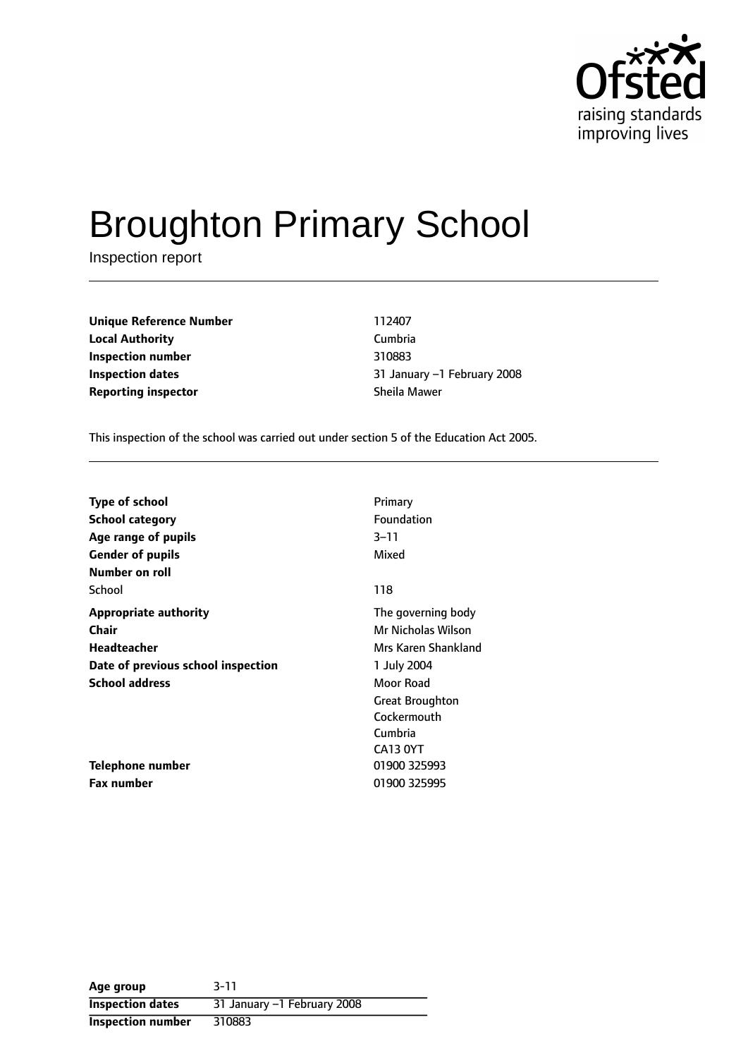# Broughton Primary School

Inspection report

| | |
|---|---|
| **Unique Reference Number** | 112407 |
| **Local Authority** | Cumbria |
| **Inspection number** | 310883 |
| **Inspection dates** | 31 January –1 February 2008 |
| **Reporting inspector** | Sheila Mawer |

This inspection of the school was carried out under section 5 of the Education Act 2005.

| | |
|---|---|
| **Type of school** | Primary |
| **School category** | Foundation |
| **Age range of pupils** | 3–11 |
| **Gender of pupils** | Mixed |
| **Number on roll** | |
| School | 118 |
| **Appropriate authority** | The governing body |
| **Chair** | Mr Nicholas Wilson |
| **Headteacher** | Mrs Karen Shankland |
| **Date of previous school inspection** | 1 July 2004 |
| **School address** | Moor Road<br>Great Broughton<br>Cockermouth<br>Cumbria<br>CA13 0YT |
| **Telephone number** | 01900 325993 |
| **Fax number** | 01900 325995 |

| | |
|---|---|
| **Age group** | 3-11 |
| **Inspection dates** | 31 January –1 February 2008 |
| **Inspection number** | 310883 |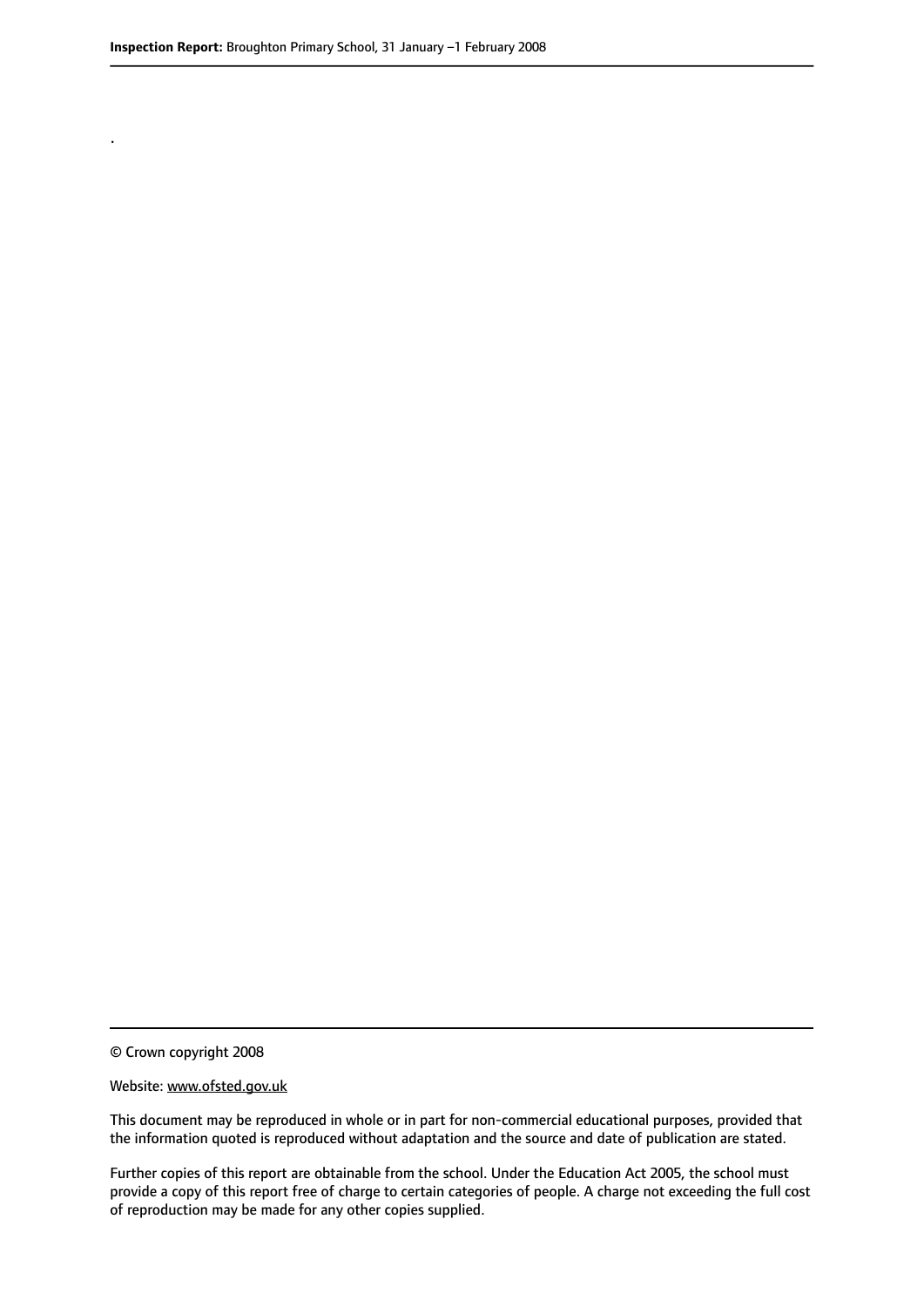.

© Crown copyright 2008

Website: www.ofsted.gov.uk

This document may be reproduced in whole or in part for non-commercial educational purposes, provided that the information quoted is reproduced without adaptation and the source and date of publication are stated.

Further copies of this report are obtainable from the school. Under the Education Act 2005, the school must provide a copy of this report free of charge to certain categories of people. A charge not exceeding the full cost of reproduction may be made for any other copies supplied.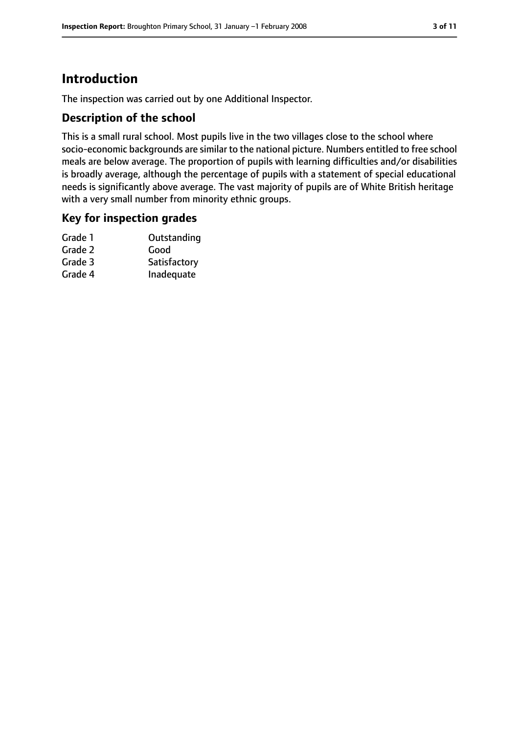# Introduction

The inspection was carried out by one Additional Inspector.

## Description of the school

This is a small rural school. Most pupils live in the two villages close to the school where socio-economic backgrounds are similar to the national picture. Numbers entitled to free school meals are below average. The proportion of pupils with learning difficulties and/or disabilities is broadly average, although the percentage of pupils with a statement of special educational needs is significantly above average. The vast majority of pupils are of White British heritage with a very small number from minority ethnic groups.

## Key for inspection grades

| | |
|---|---|
| Grade 1 | Outstanding |
| Grade 2 | Good |
| Grade 3 | Satisfactory |
| Grade 4 | Inadequate |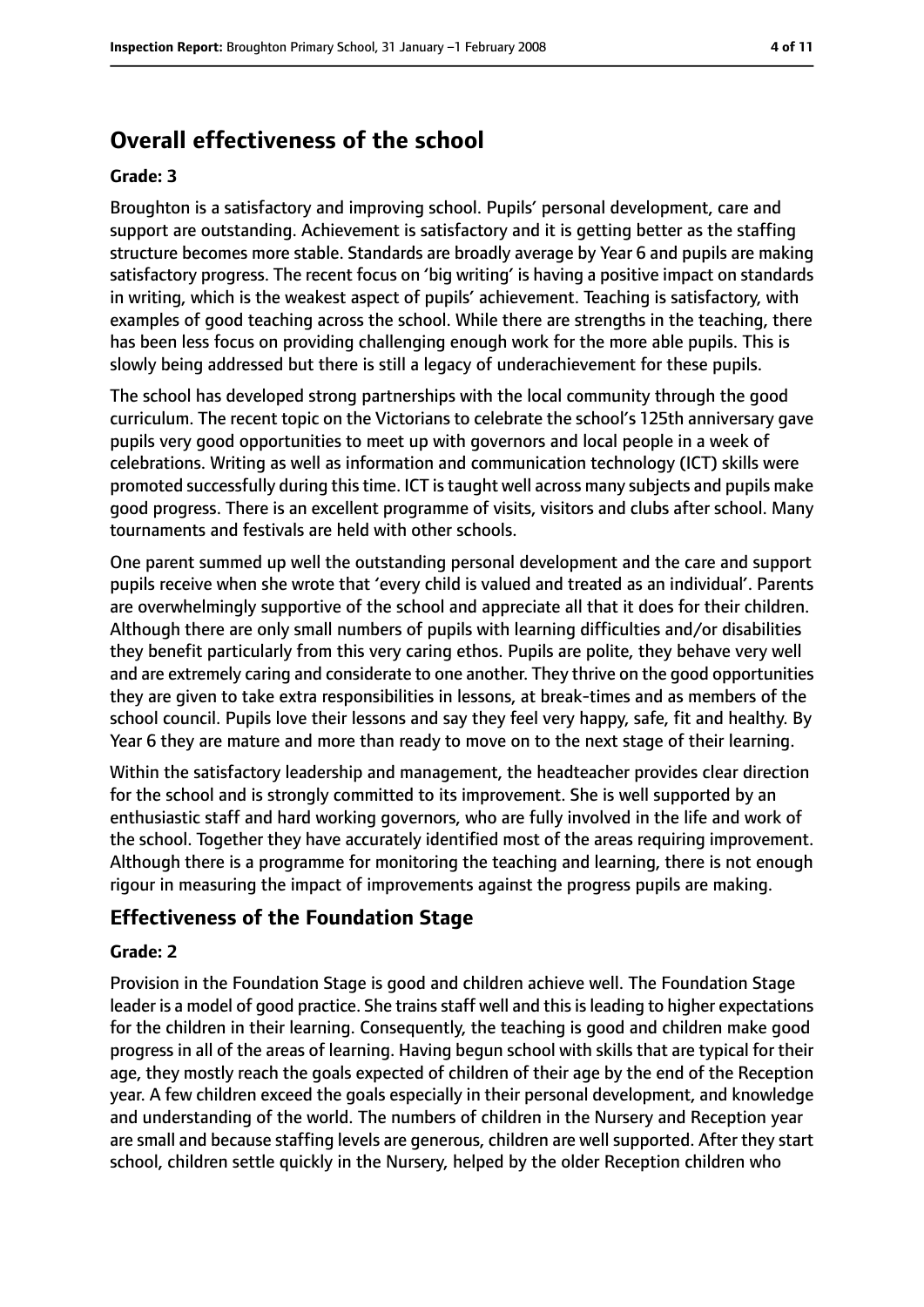# Overall effectiveness of the school

**Grade: 3**

Broughton is a satisfactory and improving school. Pupils' personal development, care and support are outstanding. Achievement is satisfactory and it is getting better as the staffing structure becomes more stable. Standards are broadly average by Year 6 and pupils are making satisfactory progress. The recent focus on 'big writing' is having a positive impact on standards in writing, which is the weakest aspect of pupils' achievement. Teaching is satisfactory, with examples of good teaching across the school. While there are strengths in the teaching, there has been less focus on providing challenging enough work for the more able pupils. This is slowly being addressed but there is still a legacy of underachievement for these pupils.

The school has developed strong partnerships with the local community through the good curriculum. The recent topic on the Victorians to celebrate the school's 125th anniversary gave pupils very good opportunities to meet up with governors and local people in a week of celebrations. Writing as well as information and communication technology (ICT) skills were promoted successfully during this time. ICT is taught well across many subjects and pupils make good progress. There is an excellent programme of visits, visitors and clubs after school. Many tournaments and festivals are held with other schools.

One parent summed up well the outstanding personal development and the care and support pupils receive when she wrote that 'every child is valued and treated as an individual'. Parents are overwhelmingly supportive of the school and appreciate all that it does for their children. Although there are only small numbers of pupils with learning difficulties and/or disabilities they benefit particularly from this very caring ethos. Pupils are polite, they behave very well and are extremely caring and considerate to one another. They thrive on the good opportunities they are given to take extra responsibilities in lessons, at break-times and as members of the school council. Pupils love their lessons and say they feel very happy, safe, fit and healthy. By Year 6 they are mature and more than ready to move on to the next stage of their learning.

Within the satisfactory leadership and management, the headteacher provides clear direction for the school and is strongly committed to its improvement. She is well supported by an enthusiastic staff and hard working governors, who are fully involved in the life and work of the school. Together they have accurately identified most of the areas requiring improvement. Although there is a programme for monitoring the teaching and learning, there is not enough rigour in measuring the impact of improvements against the progress pupils are making.

## Effectiveness of the Foundation Stage

**Grade: 2**

Provision in the Foundation Stage is good and children achieve well. The Foundation Stage leader is a model of good practice. She trains staff well and this is leading to higher expectations for the children in their learning. Consequently, the teaching is good and children make good progress in all of the areas of learning. Having begun school with skills that are typical for their age, they mostly reach the goals expected of children of their age by the end of the Reception year. A few children exceed the goals especially in their personal development, and knowledge and understanding of the world. The numbers of children in the Nursery and Reception year are small and because staffing levels are generous, children are well supported. After they start school, children settle quickly in the Nursery, helped by the older Reception children who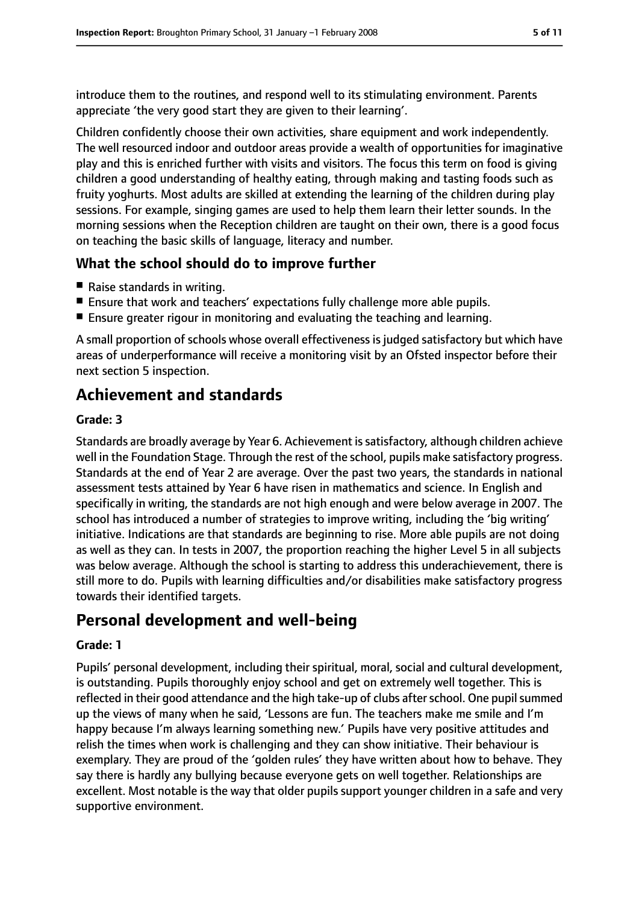introduce them to the routines, and respond well to its stimulating environment. Parents appreciate 'the very good start they are given to their learning'.

Children confidently choose their own activities, share equipment and work independently. The well resourced indoor and outdoor areas provide a wealth of opportunities for imaginative play and this is enriched further with visits and visitors. The focus this term on food is giving children a good understanding of healthy eating, through making and tasting foods such as fruity yoghurts. Most adults are skilled at extending the learning of the children during play sessions. For example, singing games are used to help them learn their letter sounds. In the morning sessions when the Reception children are taught on their own, there is a good focus on teaching the basic skills of language, literacy and number.

### What the school should do to improve further

- Raise standards in writing.
- Ensure that work and teachers' expectations fully challenge more able pupils.
- Ensure greater rigour in monitoring and evaluating the teaching and learning.

A small proportion of schools whose overall effectiveness is judged satisfactory but which have areas of underperformance will receive a monitoring visit by an Ofsted inspector before their next section 5 inspection.

## Achievement and standards

#### Grade: 3

Standards are broadly average by Year 6. Achievement is satisfactory, although children achieve well in the Foundation Stage. Through the rest of the school, pupils make satisfactory progress. Standards at the end of Year 2 are average. Over the past two years, the standards in national assessment tests attained by Year 6 have risen in mathematics and science. In English and specifically in writing, the standards are not high enough and were below average in 2007. The school has introduced a number of strategies to improve writing, including the 'big writing' initiative. Indications are that standards are beginning to rise. More able pupils are not doing as well as they can. In tests in 2007, the proportion reaching the higher Level 5 in all subjects was below average. Although the school is starting to address this underachievement, there is still more to do. Pupils with learning difficulties and/or disabilities make satisfactory progress towards their identified targets.

## Personal development and well-being

#### Grade: 1

Pupils' personal development, including their spiritual, moral, social and cultural development, is outstanding. Pupils thoroughly enjoy school and get on extremely well together. This is reflected in their good attendance and the high take-up of clubs after school. One pupil summed up the views of many when he said, 'Lessons are fun. The teachers make me smile and I'm happy because I'm always learning something new.' Pupils have very positive attitudes and relish the times when work is challenging and they can show initiative. Their behaviour is exemplary. They are proud of the 'golden rules' they have written about how to behave. They say there is hardly any bullying because everyone gets on well together. Relationships are excellent. Most notable is the way that older pupils support younger children in a safe and very supportive environment.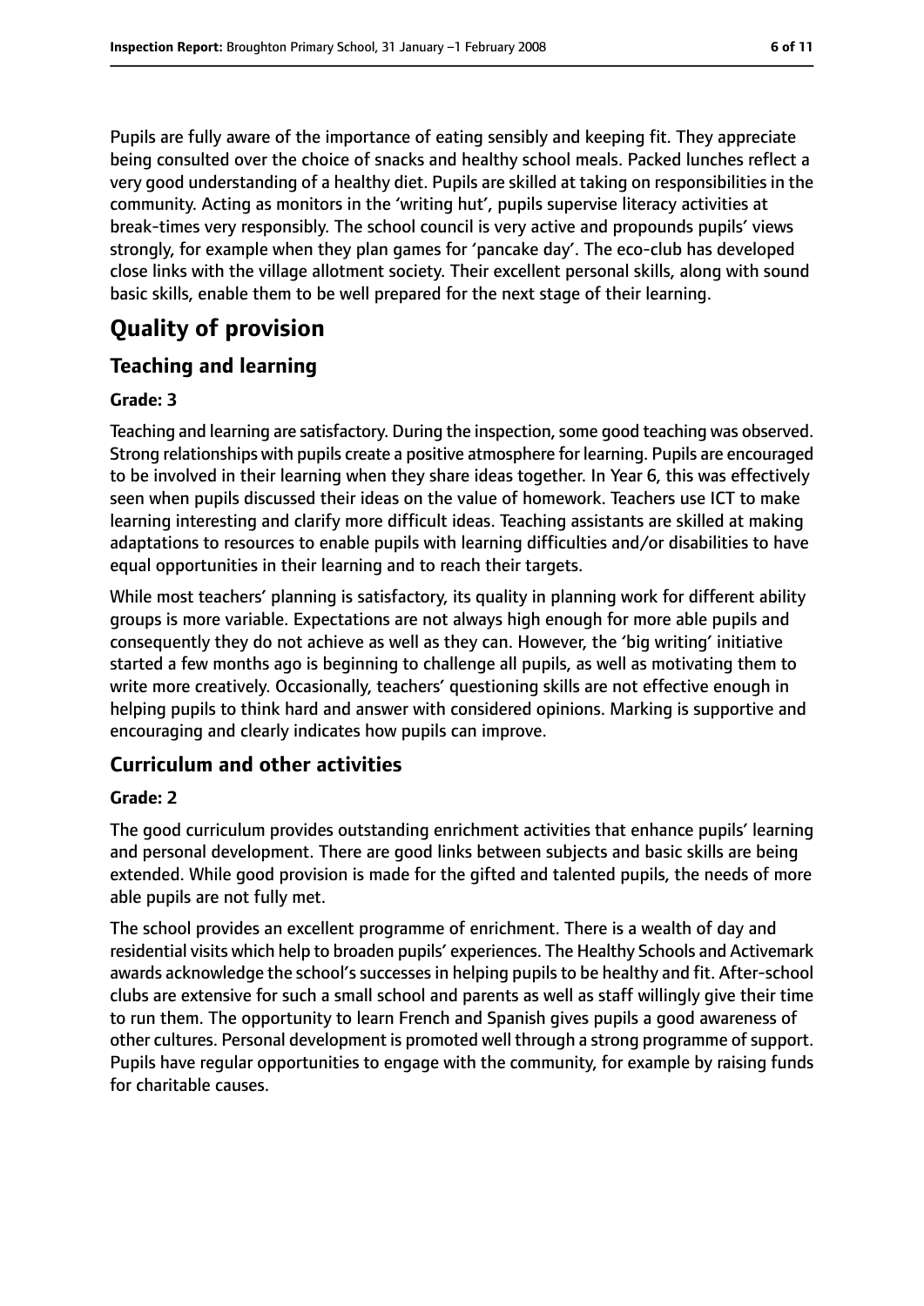Pupils are fully aware of the importance of eating sensibly and keeping fit. They appreciate being consulted over the choice of snacks and healthy school meals. Packed lunches reflect a very good understanding of a healthy diet. Pupils are skilled at taking on responsibilities in the community. Acting as monitors in the 'writing hut', pupils supervise literacy activities at break-times very responsibly. The school council is very active and propounds pupils' views strongly, for example when they plan games for 'pancake day'. The eco-club has developed close links with the village allotment society. Their excellent personal skills, along with sound basic skills, enable them to be well prepared for the next stage of their learning.

# Quality of provision

## Teaching and learning

**Grade: 3**

Teaching and learning are satisfactory. During the inspection, some good teaching was observed. Strong relationships with pupils create a positive atmosphere for learning. Pupils are encouraged to be involved in their learning when they share ideas together. In Year 6, this was effectively seen when pupils discussed their ideas on the value of homework. Teachers use ICT to make learning interesting and clarify more difficult ideas. Teaching assistants are skilled at making adaptations to resources to enable pupils with learning difficulties and/or disabilities to have equal opportunities in their learning and to reach their targets.

While most teachers' planning is satisfactory, its quality in planning work for different ability groups is more variable. Expectations are not always high enough for more able pupils and consequently they do not achieve as well as they can. However, the 'big writing' initiative started a few months ago is beginning to challenge all pupils, as well as motivating them to write more creatively. Occasionally, teachers' questioning skills are not effective enough in helping pupils to think hard and answer with considered opinions. Marking is supportive and encouraging and clearly indicates how pupils can improve.

## Curriculum and other activities

**Grade: 2**

The good curriculum provides outstanding enrichment activities that enhance pupils' learning and personal development. There are good links between subjects and basic skills are being extended. While good provision is made for the gifted and talented pupils, the needs of more able pupils are not fully met.

The school provides an excellent programme of enrichment. There is a wealth of day and residential visits which help to broaden pupils' experiences. The Healthy Schools and Activemark awards acknowledge the school's successes in helping pupils to be healthy and fit. After-school clubs are extensive for such a small school and parents as well as staff willingly give their time to run them. The opportunity to learn French and Spanish gives pupils a good awareness of other cultures. Personal development is promoted well through a strong programme of support. Pupils have regular opportunities to engage with the community, for example by raising funds for charitable causes.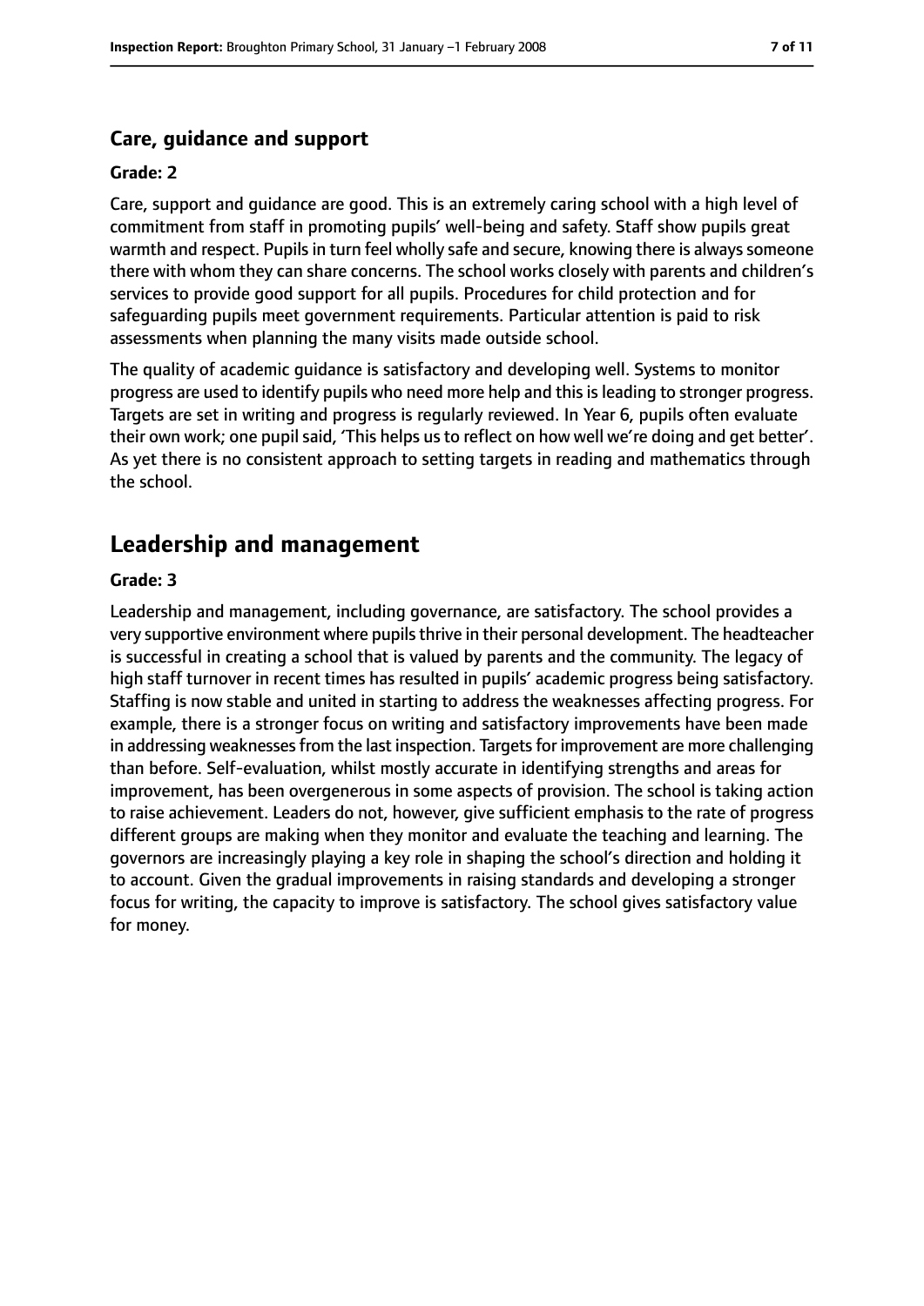### Care, guidance and support

#### Grade: 2

Care, support and guidance are good. This is an extremely caring school with a high level of commitment from staff in promoting pupils' well-being and safety. Staff show pupils great warmth and respect. Pupils in turn feel wholly safe and secure, knowing there is always someone there with whom they can share concerns. The school works closely with parents and children's services to provide good support for all pupils. Procedures for child protection and for safeguarding pupils meet government requirements. Particular attention is paid to risk assessments when planning the many visits made outside school.

The quality of academic guidance is satisfactory and developing well. Systems to monitor progress are used to identify pupils who need more help and this is leading to stronger progress. Targets are set in writing and progress is regularly reviewed. In Year 6, pupils often evaluate their own work; one pupil said, 'This helps us to reflect on how well we're doing and get better'. As yet there is no consistent approach to setting targets in reading and mathematics through the school.

## Leadership and management

#### Grade: 3

Leadership and management, including governance, are satisfactory. The school provides a very supportive environment where pupils thrive in their personal development. The headteacher is successful in creating a school that is valued by parents and the community. The legacy of high staff turnover in recent times has resulted in pupils' academic progress being satisfactory. Staffing is now stable and united in starting to address the weaknesses affecting progress. For example, there is a stronger focus on writing and satisfactory improvements have been made in addressing weaknesses from the last inspection. Targets for improvement are more challenging than before. Self-evaluation, whilst mostly accurate in identifying strengths and areas for improvement, has been overgenerous in some aspects of provision. The school is taking action to raise achievement. Leaders do not, however, give sufficient emphasis to the rate of progress different groups are making when they monitor and evaluate the teaching and learning. The governors are increasingly playing a key role in shaping the school's direction and holding it to account. Given the gradual improvements in raising standards and developing a stronger focus for writing, the capacity to improve is satisfactory. The school gives satisfactory value for money.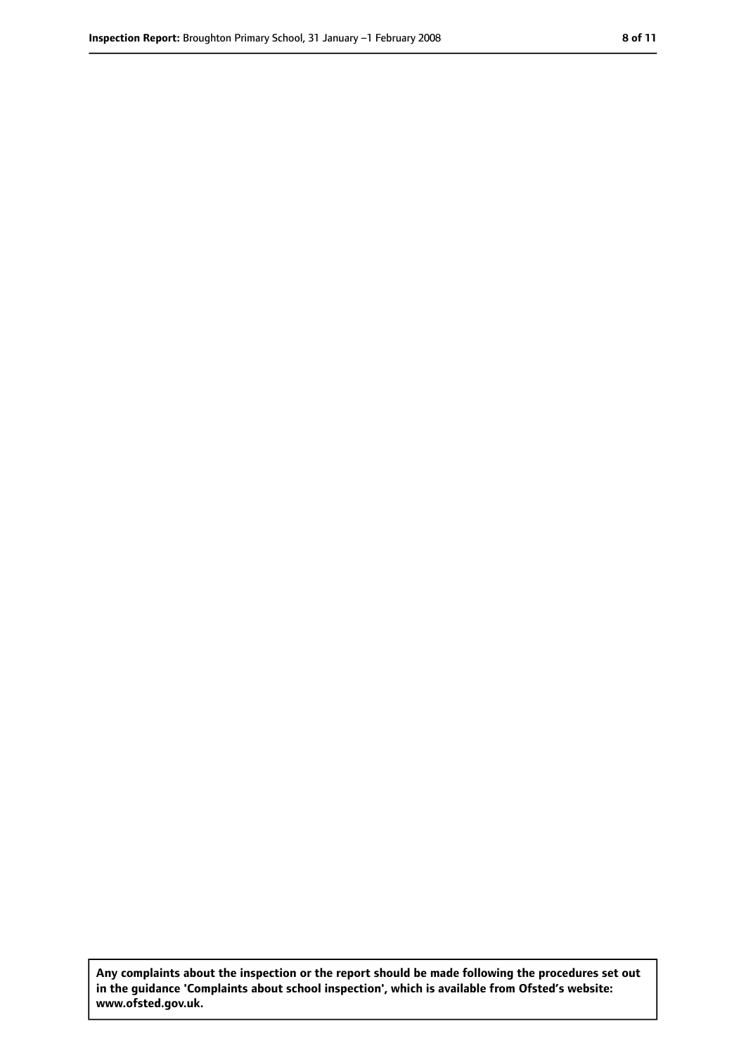**Any complaints about the inspection or the report should be made following the procedures set out in the guidance 'Complaints about school inspection', which is available from Ofsted's website: www.ofsted.gov.uk.**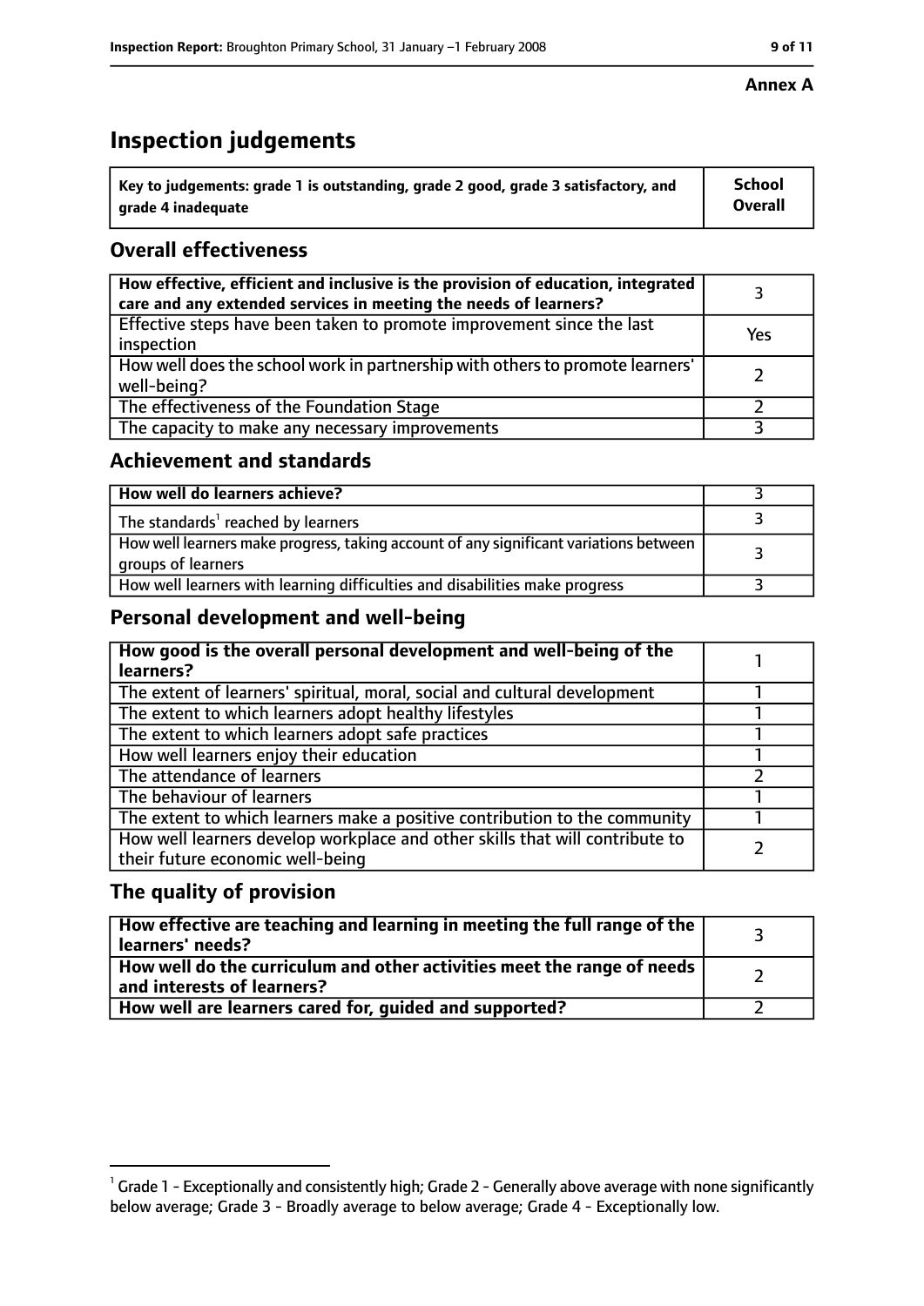**Annex A**

# Inspection judgements

| Key to judgements: grade 1 is outstanding, grade 2 good, grade 3 satisfactory, and grade 4 inadequate | School Overall |
|---|---|

## Overall effectiveness

| | |
|---|---|
| How effective, efficient and inclusive is the provision of education, integrated care and any extended services in meeting the needs of learners? | 3 |
| Effective steps have been taken to promote improvement since the last inspection | Yes |
| How well does the school work in partnership with others to promote learners' well-being? | 2 |
| The effectiveness of the Foundation Stage | 2 |
| The capacity to make any necessary improvements | 3 |

## Achievement and standards

| | |
|---|---|
| How well do learners achieve? | 3 |
| The standards[1] reached by learners | 3 |
| How well learners make progress, taking account of any significant variations between groups of learners | 3 |
| How well learners with learning difficulties and disabilities make progress | 3 |

## Personal development and well-being

| | |
|---|---|
| How good is the overall personal development and well-being of the learners? | 1 |
| The extent of learners' spiritual, moral, social and cultural development | 1 |
| The extent to which learners adopt healthy lifestyles | 1 |
| The extent to which learners adopt safe practices | 1 |
| How well learners enjoy their education | 1 |
| The attendance of learners | 2 |
| The behaviour of learners | 1 |
| The extent to which learners make a positive contribution to the community | 1 |
| How well learners develop workplace and other skills that will contribute to their future economic well-being | 2 |

## The quality of provision

| | |
|---|---|
| How effective are teaching and learning in meeting the full range of the learners' needs? | 3 |
| How well do the curriculum and other activities meet the range of needs and interests of learners? | 2 |
| How well are learners cared for, guided and supported? | 2 |

[1] Grade 1 - Exceptionally and consistently high; Grade 2 - Generally above average with none significantly below average; Grade 3 - Broadly average to below average; Grade 4 - Exceptionally low.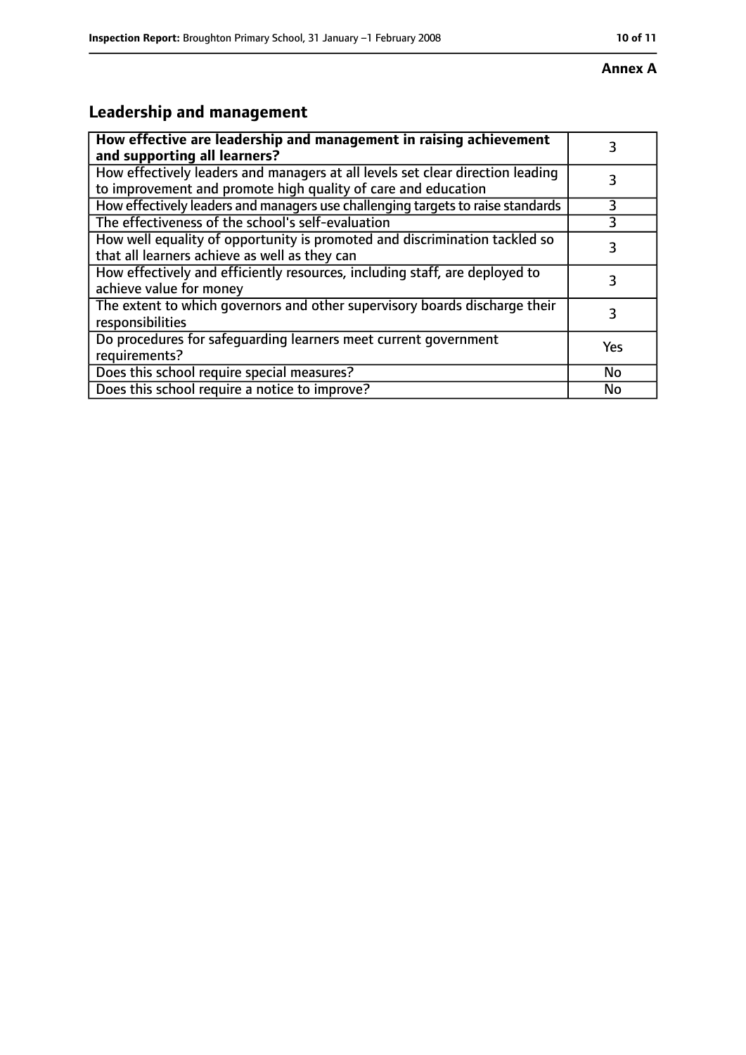**Annex A**

## Leadership and management

| How effective are leadership and management in raising achievement and supporting all learners? | 3 |
|---|---|
| How effectively leaders and managers at all levels set clear direction leading to improvement and promote high quality of care and education | 3 |
| How effectively leaders and managers use challenging targets to raise standards | 3 |
| The effectiveness of the school's self-evaluation | 3 |
| How well equality of opportunity is promoted and discrimination tackled so that all learners achieve as well as they can | 3 |
| How effectively and efficiently resources, including staff, are deployed to achieve value for money | 3 |
| The extent to which governors and other supervisory boards discharge their responsibilities | 3 |
| Do procedures for safeguarding learners meet current government requirements? | Yes |
| Does this school require special measures? | No |
| Does this school require a notice to improve? | No |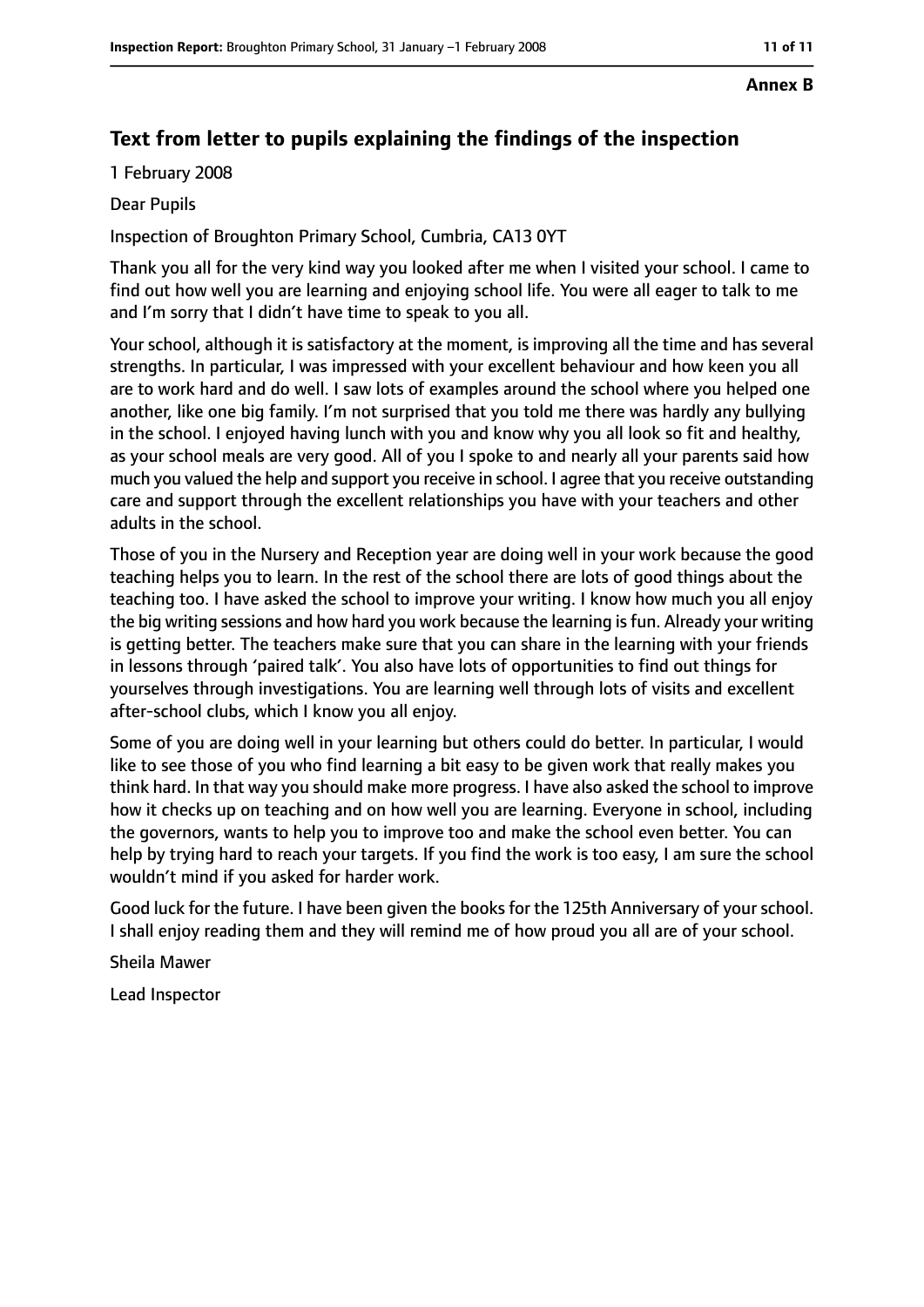**Annex B**

## Text from letter to pupils explaining the findings of the inspection

1 February 2008

Dear Pupils

Inspection of Broughton Primary School, Cumbria, CA13 0YT

Thank you all for the very kind way you looked after me when I visited your school. I came to find out how well you are learning and enjoying school life. You were all eager to talk to me and I'm sorry that I didn't have time to speak to you all.

Your school, although it is satisfactory at the moment, is improving all the time and has several strengths. In particular, I was impressed with your excellent behaviour and how keen you all are to work hard and do well. I saw lots of examples around the school where you helped one another, like one big family. I'm not surprised that you told me there was hardly any bullying in the school. I enjoyed having lunch with you and know why you all look so fit and healthy, as your school meals are very good. All of you I spoke to and nearly all your parents said how much you valued the help and support you receive in school. I agree that you receive outstanding care and support through the excellent relationships you have with your teachers and other adults in the school.

Those of you in the Nursery and Reception year are doing well in your work because the good teaching helps you to learn. In the rest of the school there are lots of good things about the teaching too. I have asked the school to improve your writing. I know how much you all enjoy the big writing sessions and how hard you work because the learning is fun. Already your writing is getting better. The teachers make sure that you can share in the learning with your friends in lessons through 'paired talk'. You also have lots of opportunities to find out things for yourselves through investigations. You are learning well through lots of visits and excellent after-school clubs, which I know you all enjoy.

Some of you are doing well in your learning but others could do better. In particular, I would like to see those of you who find learning a bit easy to be given work that really makes you think hard. In that way you should make more progress. I have also asked the school to improve how it checks up on teaching and on how well you are learning. Everyone in school, including the governors, wants to help you to improve too and make the school even better. You can help by trying hard to reach your targets. If you find the work is too easy, I am sure the school wouldn't mind if you asked for harder work.

Good luck for the future. I have been given the books for the 125th Anniversary of your school. I shall enjoy reading them and they will remind me of how proud you all are of your school.

Sheila Mawer

Lead Inspector